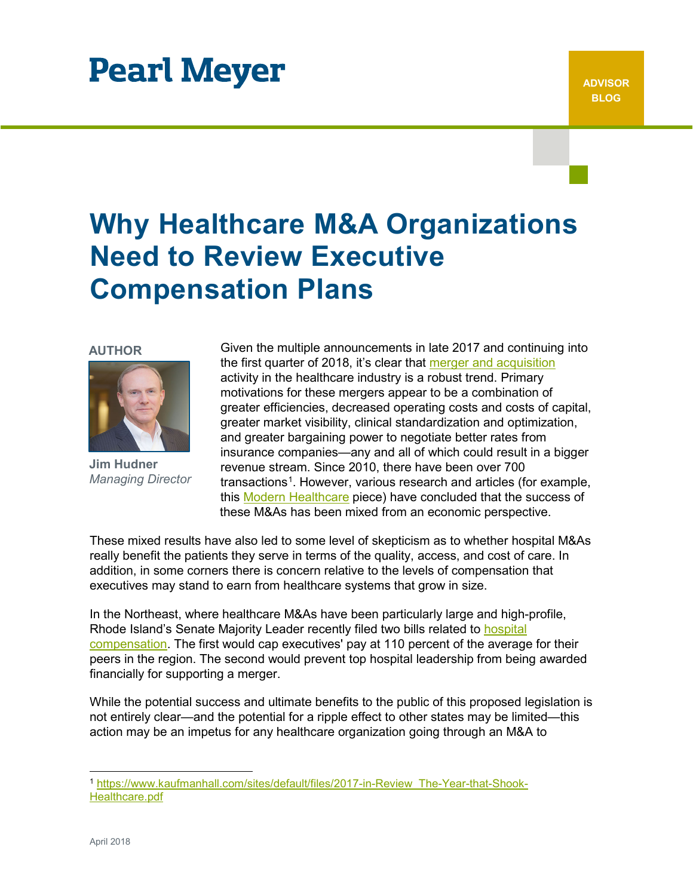Pearl Meyer

ADVISOR BLOG

# Why Healthcare M&A Organizations Need to Review Executive Compensation Plans

**AUTHOR**

**Jim Hudner**
*Managing Director*

Given the multiple announcements in late 2017 and continuing into the first quarter of 2018, it's clear that merger and acquisition activity in the healthcare industry is a robust trend. Primary motivations for these mergers appear to be a combination of greater efficiencies, decreased operating costs and costs of capital, greater market visibility, clinical standardization and optimization, and greater bargaining power to negotiate better rates from insurance companies—any and all of which could result in a bigger revenue stream. Since 2010, there have been over 700 transactions[1]. However, various research and articles (for example, this Modern Healthcare piece) have concluded that the success of these M&As has been mixed from an economic perspective.

These mixed results have also led to some level of skepticism as to whether hospital M&As really benefit the patients they serve in terms of the quality, access, and cost of care. In addition, in some corners there is concern relative to the levels of compensation that executives may stand to earn from healthcare systems that grow in size.

In the Northeast, where healthcare M&As have been particularly large and high-profile, Rhode Island's Senate Majority Leader recently filed two bills related to hospital compensation. The first would cap executives' pay at 110 percent of the average for their peers in the region. The second would prevent top hospital leadership from being awarded financially for supporting a merger.

While the potential success and ultimate benefits to the public of this proposed legislation is not entirely clear—and the potential for a ripple effect to other states may be limited—this action may be an impetus for any healthcare organization going through an M&A to

[1] https://www.kaufmanhall.com/sites/default/files/2017-in-Review_The-Year-that-Shook-Healthcare.pdf

April 2018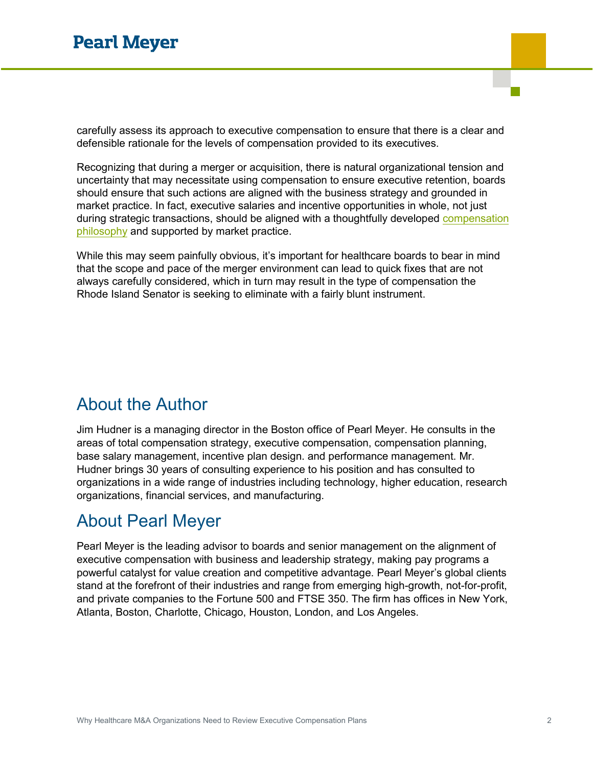carefully assess its approach to executive compensation to ensure that there is a clear and defensible rationale for the levels of compensation provided to its executives.

Recognizing that during a merger or acquisition, there is natural organizational tension and uncertainty that may necessitate using compensation to ensure executive retention, boards should ensure that such actions are aligned with the business strategy and grounded in market practice. In fact, executive salaries and incentive opportunities in whole, not just during strategic transactions, should be aligned with a thoughtfully developed compensation philosophy and supported by market practice.

While this may seem painfully obvious, it's important for healthcare boards to bear in mind that the scope and pace of the merger environment can lead to quick fixes that are not always carefully considered, which in turn may result in the type of compensation the Rhode Island Senator is seeking to eliminate with a fairly blunt instrument.

## About the Author

Jim Hudner is a managing director in the Boston office of Pearl Meyer. He consults in the areas of total compensation strategy, executive compensation, compensation planning, base salary management, incentive plan design. and performance management. Mr. Hudner brings 30 years of consulting experience to his position and has consulted to organizations in a wide range of industries including technology, higher education, research organizations, financial services, and manufacturing.

## About Pearl Meyer

Pearl Meyer is the leading advisor to boards and senior management on the alignment of executive compensation with business and leadership strategy, making pay programs a powerful catalyst for value creation and competitive advantage. Pearl Meyer's global clients stand at the forefront of their industries and range from emerging high-growth, not-for-profit, and private companies to the Fortune 500 and FTSE 350. The firm has offices in New York, Atlanta, Boston, Charlotte, Chicago, Houston, London, and Los Angeles.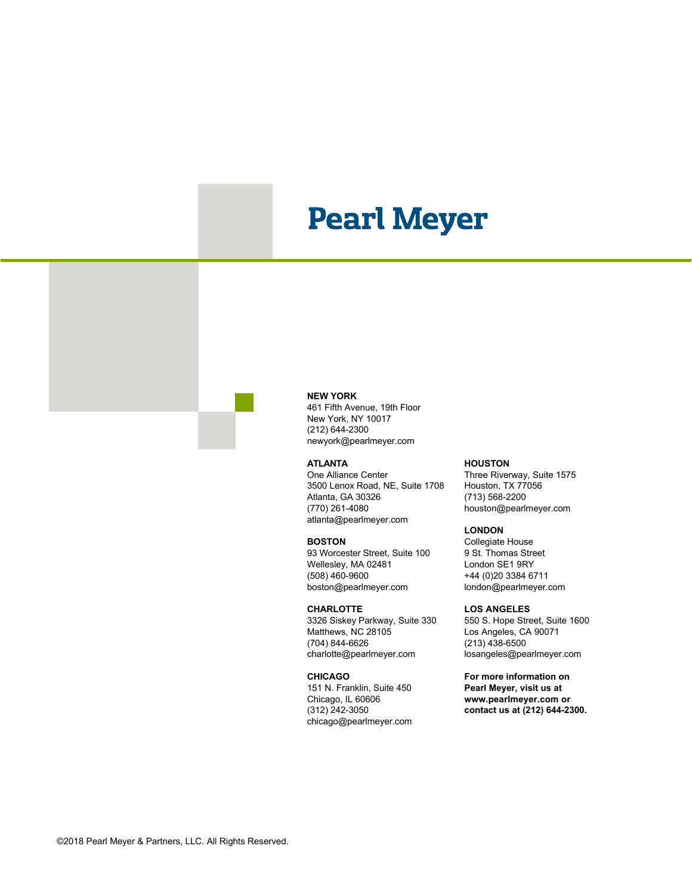# Pearl Meyer

**NEW YORK**
461 Fifth Avenue, 19th Floor
New York, NY 10017
(212) 644-2300
newyork@pearlmeyer.com

**ATLANTA**
One Alliance Center
3500 Lenox Road, NE, Suite 1708
Atlanta, GA 30326
(770) 261-4080
atlanta@pearlmeyer.com

**BOSTON**
93 Worcester Street, Suite 100
Wellesley, MA 02481
(508) 460-9600
boston@pearlmeyer.com

**CHARLOTTE**
3326 Siskey Parkway, Suite 330
Matthews, NC 28105
(704) 844-6626
charlotte@pearlmeyer.com

**CHICAGO**
151 N. Franklin, Suite 450
Chicago, IL 60606
(312) 242-3050
chicago@pearlmeyer.com

**HOUSTON**
Three Riverway, Suite 1575
Houston, TX 77056
(713) 568-2200
houston@pearlmeyer.com

**LONDON**
Collegiate House
9 St. Thomas Street
London SE1 9RY
+44 (0)20 3384 6711
london@pearlmeyer.com

**LOS ANGELES**
550 S. Hope Street, Suite 1600
Los Angeles, CA 90071
(213) 438-6500
losangeles@pearlmeyer.com

**For more information on Pearl Meyer, visit us at www.pearlmeyer.com or contact us at (212) 644-2300.**

©2018 Pearl Meyer & Partners, LLC. All Rights Reserved.